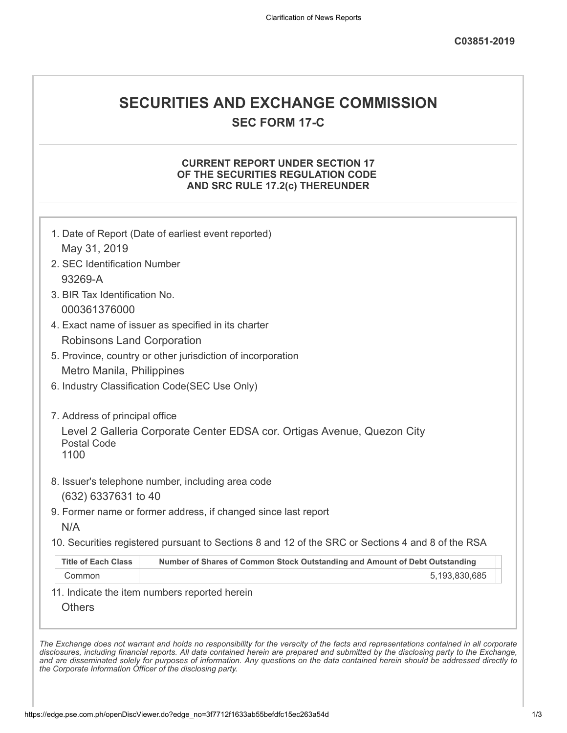Clarification of News Reports

**C03851-2019**

# SECURITIES AND EXCHANGE COMMISSION

## SEC FORM 17-C

### CURRENT REPORT UNDER SECTION 17 OF THE SECURITIES REGULATION CODE AND SRC RULE 17.2(c) THEREUNDER

1. Date of Report (Date of earliest event reported)
   May 31, 2019
2. SEC Identification Number
   93269-A
3. BIR Tax Identification No.
   000361376000
4. Exact name of issuer as specified in its charter
   Robinsons Land Corporation
5. Province, country or other jurisdiction of incorporation
   Metro Manila, Philippines
6. Industry Classification Code(SEC Use Only)

7. Address of principal office
   Level 2 Galleria Corporate Center EDSA cor. Ortigas Avenue, Quezon City
   Postal Code
   1100
8. Issuer's telephone number, including area code
   (632) 6337631 to 40
9. Former name or former address, if changed since last report
   N/A
10. Securities registered pursuant to Sections 8 and 12 of the SRC or Sections 4 and 8 of the RSA

| Title of Each Class | Number of Shares of Common Stock Outstanding and Amount of Debt Outstanding |
|---|---|
| Common | 5,193,830,685 |

11. Indicate the item numbers reported herein
    Others

*The Exchange does not warrant and holds no responsibility for the veracity of the facts and representations contained in all corporate disclosures, including financial reports. All data contained herein are prepared and submitted by the disclosing party to the Exchange, and are disseminated solely for purposes of information. Any questions on the data contained herein should be addressed directly to the Corporate Information Officer of the disclosing party.*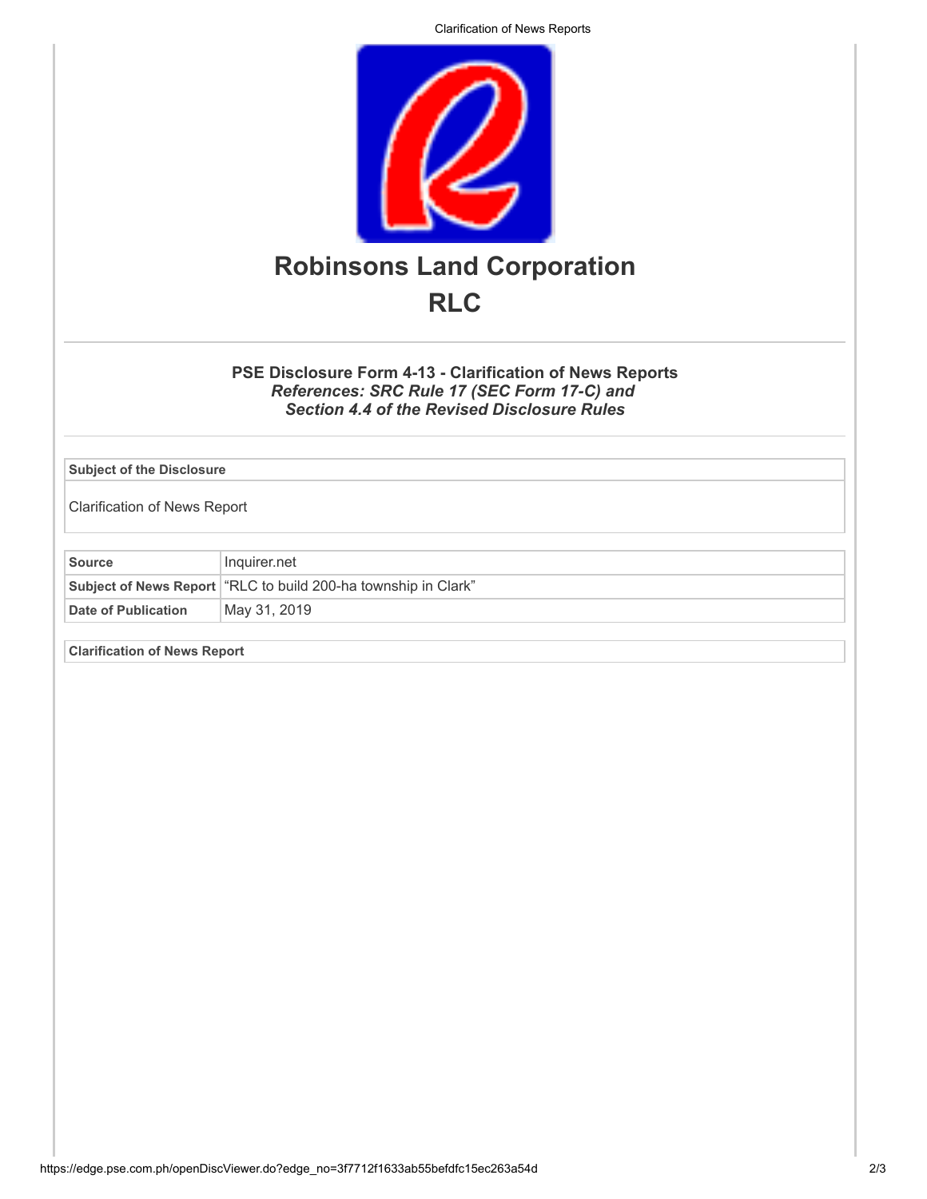# Robinsons Land Corporation

## RLC

### PSE Disclosure Form 4-13 - Clarification of News Reports

***References: SRC Rule 17 (SEC Form 17-C) and Section 4.4 of the Revised Disclosure Rules***

| Subject of the Disclosure |
| --- |
| Clarification of News Report |

| Source | Inquirer.net |
| --- | --- |
| Subject of News Report | “RLC to build 200-ha township in Clark” |
| Date of Publication | May 31, 2019 |

| Clarification of News Report |
| --- |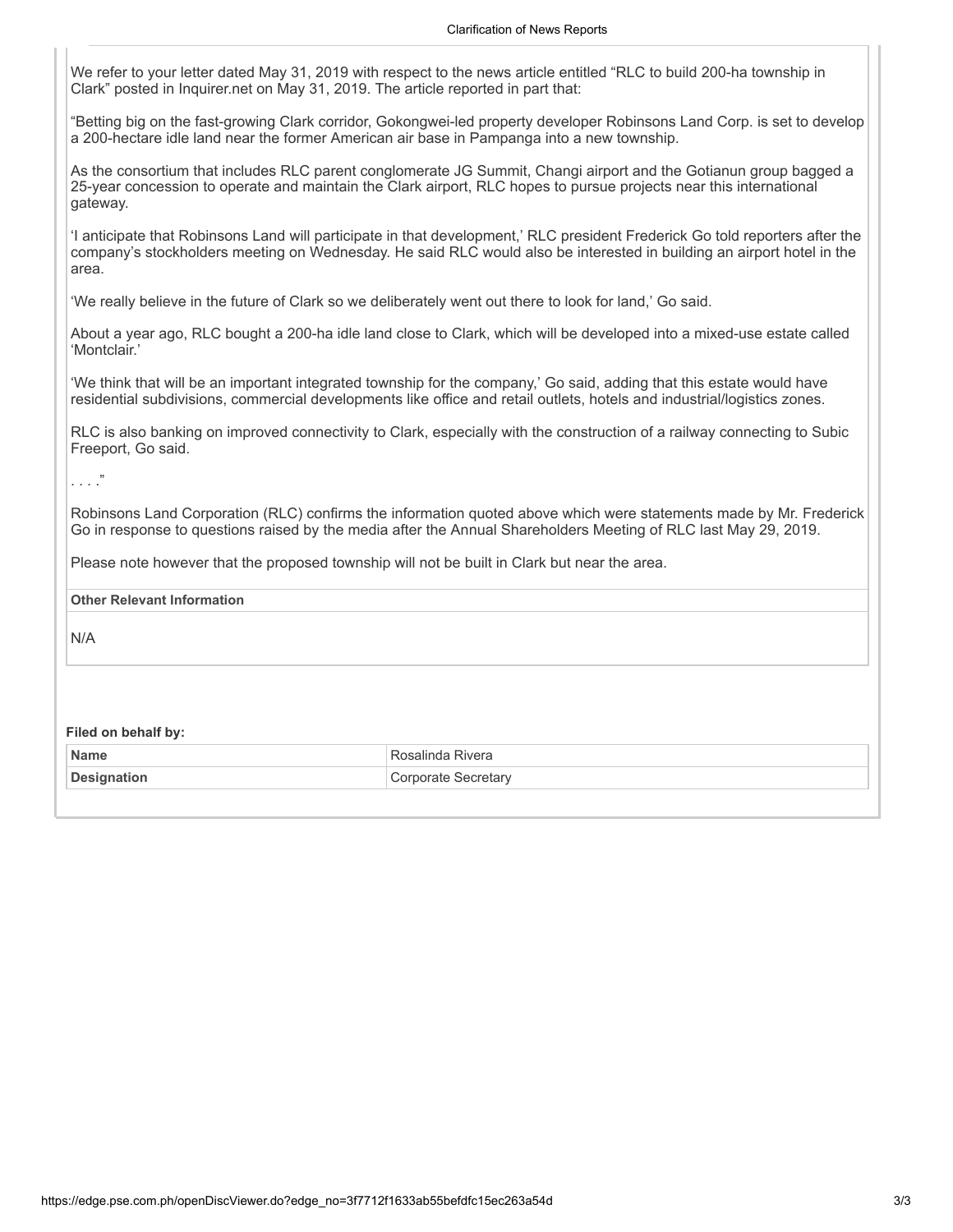We refer to your letter dated May 31, 2019 with respect to the news article entitled “RLC to build 200-ha township in Clark” posted in Inquirer.net on May 31, 2019. The article reported in part that:

“Betting big on the fast-growing Clark corridor, Gokongwei-led property developer Robinsons Land Corp. is set to develop a 200-hectare idle land near the former American air base in Pampanga into a new township.

As the consortium that includes RLC parent conglomerate JG Summit, Changi airport and the Gotianun group bagged a 25-year concession to operate and maintain the Clark airport, RLC hopes to pursue projects near this international gateway.

‘I anticipate that Robinsons Land will participate in that development,’ RLC president Frederick Go told reporters after the company’s stockholders meeting on Wednesday. He said RLC would also be interested in building an airport hotel in the area.

‘We really believe in the future of Clark so we deliberately went out there to look for land,’ Go said.

About a year ago, RLC bought a 200-ha idle land close to Clark, which will be developed into a mixed-use estate called ‘Montclair.’

‘We think that will be an important integrated township for the company,’ Go said, adding that this estate would have residential subdivisions, commercial developments like office and retail outlets, hotels and industrial/logistics zones.

RLC is also banking on improved connectivity to Clark, especially with the construction of a railway connecting to Subic Freeport, Go said.

. . . .”

Robinsons Land Corporation (RLC) confirms the information quoted above which were statements made by Mr. Frederick Go in response to questions raised by the media after the Annual Shareholders Meeting of RLC last May 29, 2019.

Please note however that the proposed township will not be built in Clark but near the area.

**Other Relevant Information**

N/A

**Filed on behalf by:**

| | |
|---|---|
| **Name** | Rosalinda Rivera |
| **Designation** | Corporate Secretary |